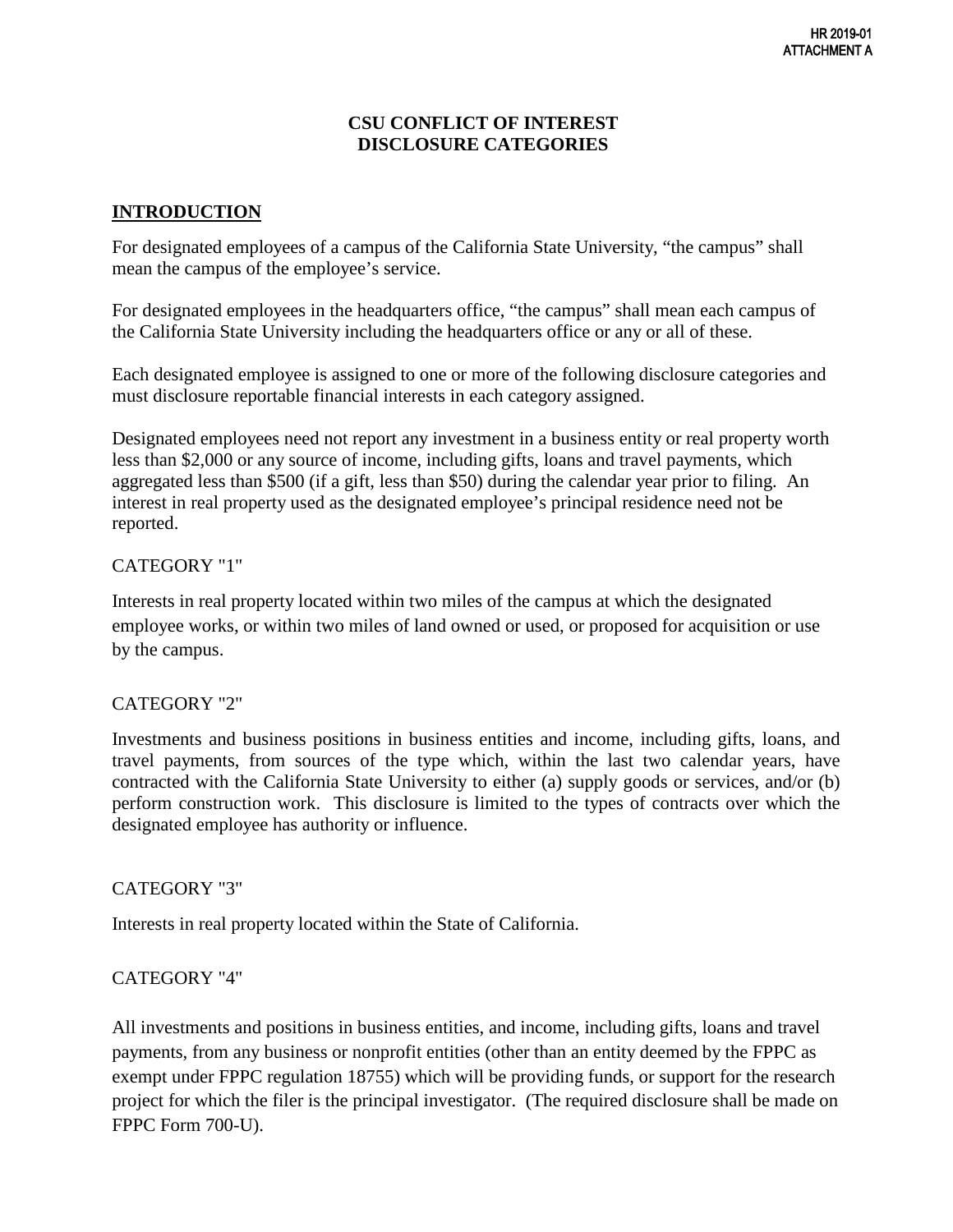HR 2019-01
ATTACHMENT A

# CSU CONFLICT OF INTEREST DISCLOSURE CATEGORIES

## INTRODUCTION

For designated employees of a campus of the California State University, "the campus" shall mean the campus of the employee's service.

For designated employees in the headquarters office, "the campus" shall mean each campus of the California State University including the headquarters office or any or all of these.

Each designated employee is assigned to one or more of the following disclosure categories and must disclosure reportable financial interests in each category assigned.

Designated employees need not report any investment in a business entity or real property worth less than $2,000 or any source of income, including gifts, loans and travel payments, which aggregated less than $500 (if a gift, less than $50) during the calendar year prior to filing. An interest in real property used as the designated employee's principal residence need not be reported.

CATEGORY "1"

Interests in real property located within two miles of the campus at which the designated employee works, or within two miles of land owned or used, or proposed for acquisition or use by the campus.

CATEGORY "2"

Investments and business positions in business entities and income, including gifts, loans, and travel payments, from sources of the type which, within the last two calendar years, have contracted with the California State University to either (a) supply goods or services, and/or (b) perform construction work. This disclosure is limited to the types of contracts over which the designated employee has authority or influence.

CATEGORY "3"

Interests in real property located within the State of California.

CATEGORY "4"

All investments and positions in business entities, and income, including gifts, loans and travel payments, from any business or nonprofit entities (other than an entity deemed by the FPPC as exempt under FPPC regulation 18755) which will be providing funds, or support for the research project for which the filer is the principal investigator. (The required disclosure shall be made on FPPC Form 700-U).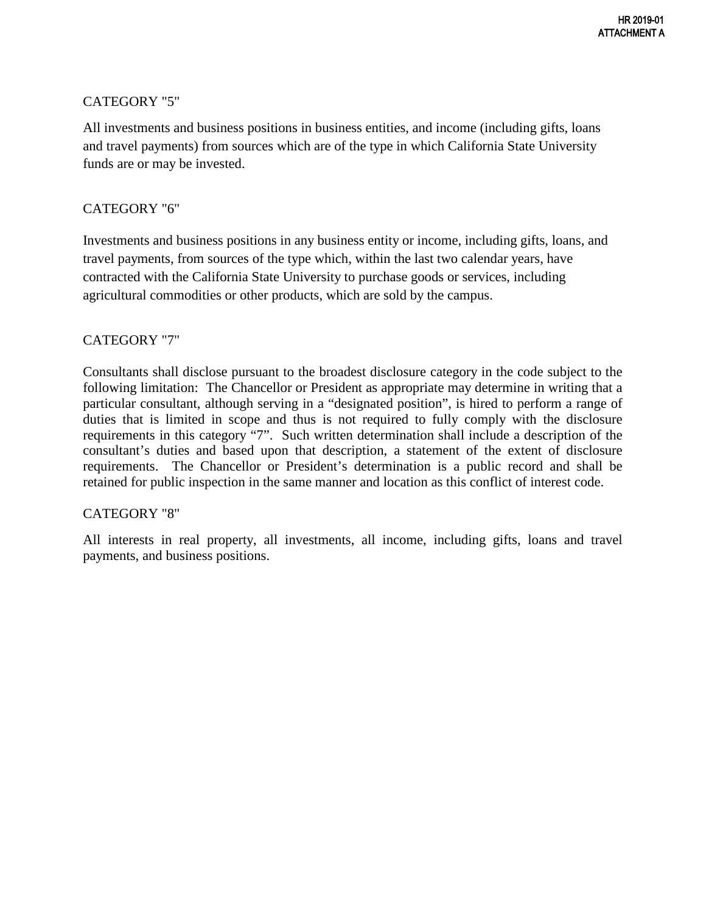CATEGORY "5"

All investments and business positions in business entities, and income (including gifts, loans and travel payments) from sources which are of the type in which California State University funds are or may be invested.

CATEGORY "6"

Investments and business positions in any business entity or income, including gifts, loans, and travel payments, from sources of the type which, within the last two calendar years, have contracted with the California State University to purchase goods or services, including agricultural commodities or other products, which are sold by the campus.

CATEGORY "7"

Consultants shall disclose pursuant to the broadest disclosure category in the code subject to the following limitation: The Chancellor or President as appropriate may determine in writing that a particular consultant, although serving in a "designated position", is hired to perform a range of duties that is limited in scope and thus is not required to fully comply with the disclosure requirements in this category "7". Such written determination shall include a description of the consultant's duties and based upon that description, a statement of the extent of disclosure requirements. The Chancellor or President's determination is a public record and shall be retained for public inspection in the same manner and location as this conflict of interest code.

CATEGORY "8"

All interests in real property, all investments, all income, including gifts, loans and travel payments, and business positions.